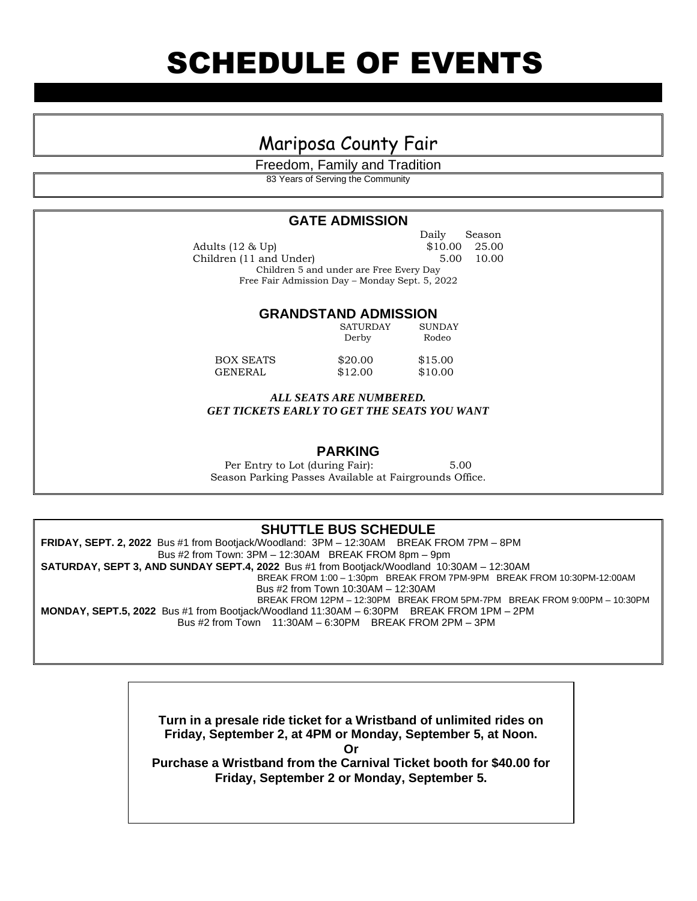# SCHEDULE OF EVENTS

## Mariposa County Fair

Freedom, Family and Tradition

83 Years of Serving the Community

### GATE ADMISSION

| | Daily | Season |
|---|---|---|
| Adults (12 & Up) | $10.00 | 25.00 |
| Children (11 and Under) | 5.00 | 10.00 |

Children 5 and under are Free Every Day

Free Fair Admission Day – Monday Sept. 5, 2022

### GRANDSTAND ADMISSION

| | SATURDAY Derby | SUNDAY Rodeo |
|---|---|---|
| BOX SEATS | $20.00 | $15.00 |
| GENERAL | $12.00 | $10.00 |

***ALL SEATS ARE NUMBERED.***
***GET TICKETS EARLY TO GET THE SEATS YOU WANT***

### PARKING

Per Entry to Lot (during Fair): 5.00

Season Parking Passes Available at Fairgrounds Office.

### SHUTTLE BUS SCHEDULE

**FRIDAY, SEPT. 2, 2022** Bus #1 from Bootjack/Woodland: 3PM – 12:30AM BREAK FROM 7PM – 8PM
Bus #2 from Town: 3PM – 12:30AM BREAK FROM 8pm – 9pm

**SATURDAY, SEPT 3, AND SUNDAY SEPT.4, 2022** Bus #1 from Bootjack/Woodland 10:30AM – 12:30AM
BREAK FROM 1:00 – 1:30pm BREAK FROM 7PM-9PM BREAK FROM 10:30PM-12:00AM
Bus #2 from Town 10:30AM – 12:30AM
BREAK FROM 12PM – 12:30PM BREAK FROM 5PM-7PM BREAK FROM 9:00PM – 10:30PM

**MONDAY, SEPT.5, 2022** Bus #1 from Bootjack/Woodland 11:30AM – 6:30PM BREAK FROM 1PM – 2PM
Bus #2 from Town 11:30AM – 6:30PM BREAK FROM 2PM – 3PM

**Turn in a presale ride ticket for a Wristband of unlimited rides on Friday, September 2, at 4PM or Monday, September 5, at Noon.**

**Or**

**Purchase a Wristband from the Carnival Ticket booth for $40.00 for Friday, September 2 or Monday, September 5.**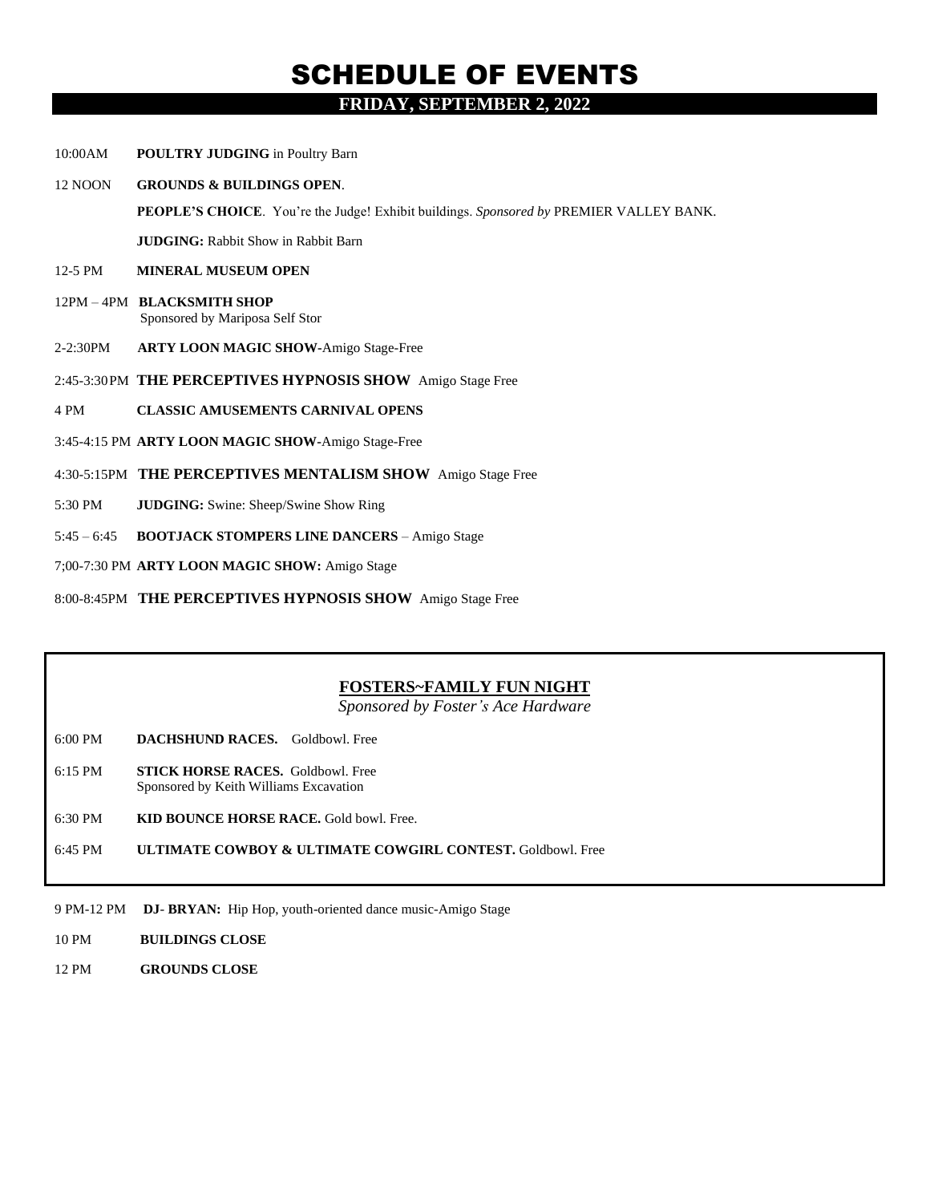# SCHEDULE OF EVENTS

## FRIDAY, SEPTEMBER 2, 2022

10:00AM **POULTRY JUDGING** in Poultry Barn

12 NOON **GROUNDS & BUILDINGS OPEN**.

**PEOPLE'S CHOICE**. You're the Judge! Exhibit buildings. *Sponsored by* PREMIER VALLEY BANK.

**JUDGING:** Rabbit Show in Rabbit Barn

12-5 PM **MINERAL MUSEUM OPEN**

12PM – 4PM **BLACKSMITH SHOP**
Sponsored by Mariposa Self Stor

2-2:30PM **ARTY LOON MAGIC SHOW**-Amigo Stage-Free

2:45-3:30PM **THE PERCEPTIVES HYPNOSIS SHOW** Amigo Stage Free

4 PM **CLASSIC AMUSEMENTS CARNIVAL OPENS**

3:45-4:15 PM **ARTY LOON MAGIC SHOW**-Amigo Stage-Free

4:30-5:15PM **THE PERCEPTIVES MENTALISM SHOW** Amigo Stage Free

5:30 PM **JUDGING:** Swine: Sheep/Swine Show Ring

5:45 – 6:45 **BOOTJACK STOMPERS LINE DANCERS** – Amigo Stage

7;00-7:30 PM **ARTY LOON MAGIC SHOW:** Amigo Stage

8:00-8:45PM **THE PERCEPTIVES HYPNOSIS SHOW** Amigo Stage Free

### FOSTERS~FAMILY FUN NIGHT

*Sponsored by Foster's Ace Hardware*

6:00 PM **DACHSHUND RACES.** Goldbowl. Free

6:15 PM **STICK HORSE RACES.** Goldbowl. Free
Sponsored by Keith Williams Excavation

6:30 PM **KID BOUNCE HORSE RACE.** Gold bowl. Free.

6:45 PM **ULTIMATE COWBOY & ULTIMATE COWGIRL CONTEST.** Goldbowl. Free

9 PM-12 PM **DJ- BRYAN:** Hip Hop, youth-oriented dance music-Amigo Stage

10 PM **BUILDINGS CLOSE**

12 PM **GROUNDS CLOSE**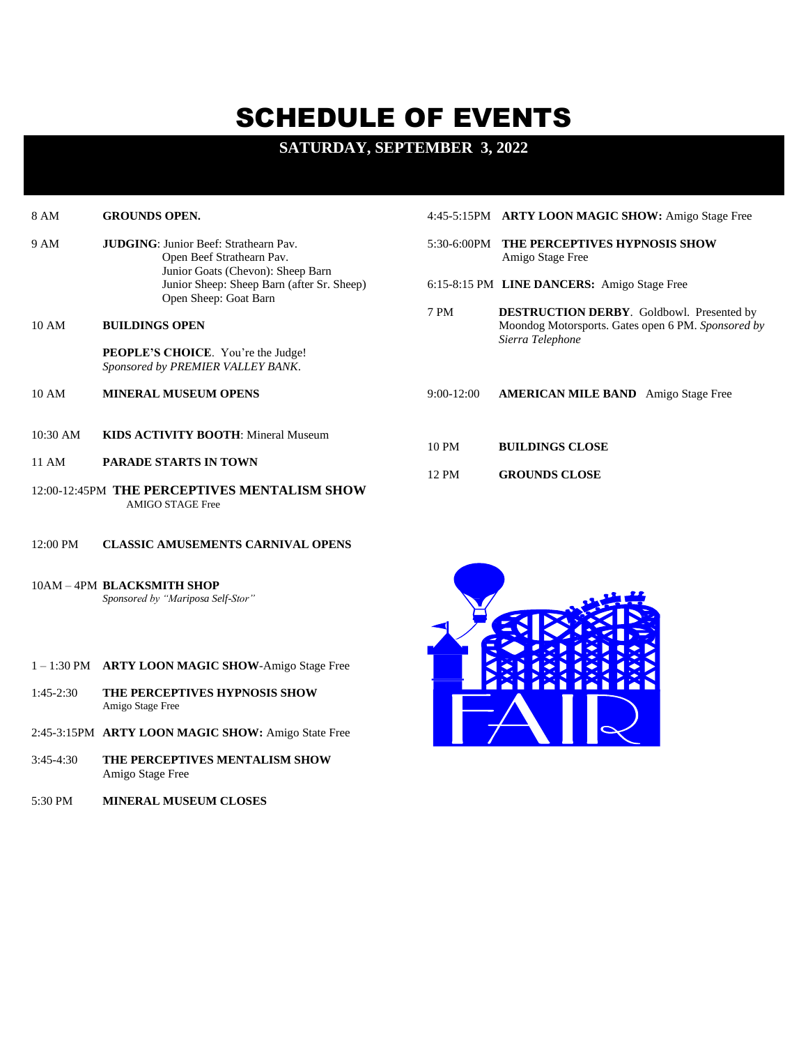# SCHEDULE OF EVENTS

## SATURDAY, SEPTEMBER 3, 2022

8 AM **GROUNDS OPEN.**

9 AM **JUDGING**: Junior Beef: Strathearn Pav.
Open Beef Strathearn Pav.
Junior Goats (Chevon): Sheep Barn
Junior Sheep: Sheep Barn (after Sr. Sheep)
Open Sheep: Goat Barn

10 AM **BUILDINGS OPEN**

**PEOPLE'S CHOICE**. You're the Judge!
*Sponsored by PREMIER VALLEY BANK*.

10 AM **MINERAL MUSEUM OPENS**

10:30 AM **KIDS ACTIVITY BOOTH**: Mineral Museum

11 AM **PARADE STARTS IN TOWN**

12:00-12:45PM **THE PERCEPTIVES MENTALISM SHOW**
AMIGO STAGE Free

12:00 PM **CLASSIC AMUSEMENTS CARNIVAL OPENS**

10AM – 4PM **BLACKSMITH SHOP**
*Sponsored by "Mariposa Self-Stor"*

1 – 1:30 PM **ARTY LOON MAGIC SHOW**-Amigo Stage Free

1:45-2:30 **THE PERCEPTIVES HYPNOSIS SHOW**
Amigo Stage Free

2:45-3:15PM **ARTY LOON MAGIC SHOW:** Amigo State Free

3:45-4:30 **THE PERCEPTIVES MENTALISM SHOW**
Amigo Stage Free

5:30 PM **MINERAL MUSEUM CLOSES**

4:45-5:15PM **ARTY LOON MAGIC SHOW:** Amigo Stage Free

5:30-6:00PM **THE PERCEPTIVES HYPNOSIS SHOW**
Amigo Stage Free

6:15-8:15 PM **LINE DANCERS:** Amigo Stage Free

7 PM **DESTRUCTION DERBY**. Goldbowl. Presented by Moondog Motorsports. Gates open 6 PM. *Sponsored by Sierra Telephone*

9:00-12:00 **AMERICAN MILE BAND** Amigo Stage Free

10 PM **BUILDINGS CLOSE**

12 PM **GROUNDS CLOSE**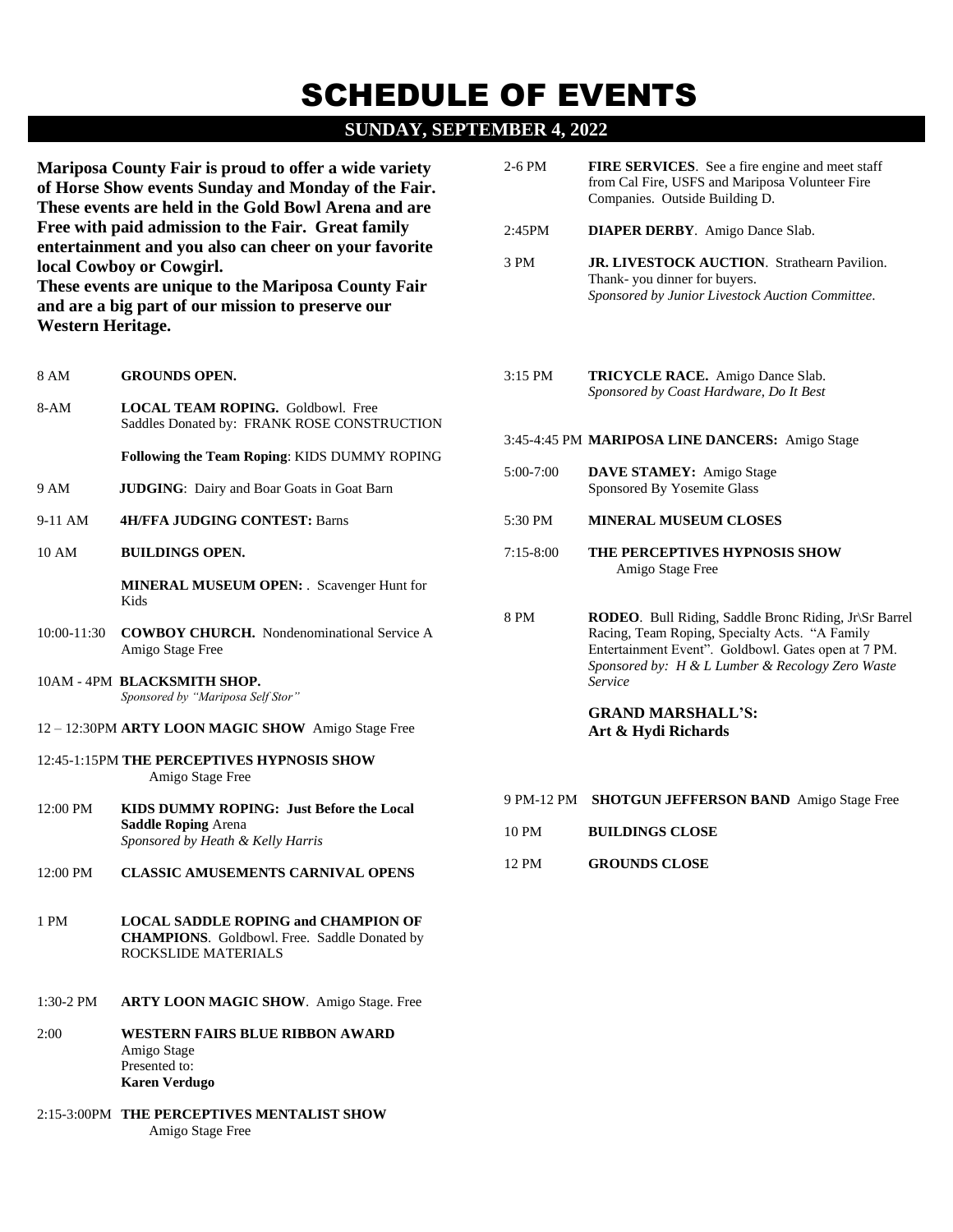# SCHEDULE OF EVENTS

## SUNDAY, SEPTEMBER 4, 2022

**Mariposa County Fair is proud to offer a wide variety of Horse Show events Sunday and Monday of the Fair. These events are held in the Gold Bowl Arena and are Free with paid admission to the Fair. Great family entertainment and you also can cheer on your favorite local Cowboy or Cowgirl.**
**These events are unique to the Mariposa County Fair and are a big part of our mission to preserve our Western Heritage.**

8 AM **GROUNDS OPEN.**

8-AM **LOCAL TEAM ROPING.** Goldbowl. Free
Saddles Donated by: FRANK ROSE CONSTRUCTION

**Following the Team Roping**: KIDS DUMMY ROPING

9 AM **JUDGING**: Dairy and Boar Goats in Goat Barn

9-11 AM **4H/FFA JUDGING CONTEST:** Barns

10 AM **BUILDINGS OPEN.**

**MINERAL MUSEUM OPEN:** . Scavenger Hunt for Kids

10:00-11:30 **COWBOY CHURCH.** Nondenominational Service A Amigo Stage Free

10AM - 4PM **BLACKSMITH SHOP.**
*Sponsored by "Mariposa Self Stor"*

12 – 12:30PM **ARTY LOON MAGIC SHOW** Amigo Stage Free

12:45-1:15PM **THE PERCEPTIVES HYPNOSIS SHOW**
Amigo Stage Free

12:00 PM **KIDS DUMMY ROPING: Just Before the Local Saddle Roping** Arena
*Sponsored by Heath & Kelly Harris*

12:00 PM **CLASSIC AMUSEMENTS CARNIVAL OPENS**

1 PM **LOCAL SADDLE ROPING and CHAMPION OF CHAMPIONS**. Goldbowl. Free. Saddle Donated by ROCKSLIDE MATERIALS

1:30-2 PM **ARTY LOON MAGIC SHOW**. Amigo Stage. Free

2:00 **WESTERN FAIRS BLUE RIBBON AWARD**
Amigo Stage
Presented to:
**Karen Verdugo**

2:15-3:00PM **THE PERCEPTIVES MENTALIST SHOW**
Amigo Stage Free

2-6 PM **FIRE SERVICES**. See a fire engine and meet staff from Cal Fire, USFS and Mariposa Volunteer Fire Companies. Outside Building D.

2:45PM **DIAPER DERBY**. Amigo Dance Slab.

3 PM **JR. LIVESTOCK AUCTION**. Strathearn Pavilion.
Thank- you dinner for buyers.
*Sponsored by Junior Livestock Auction Committee.*

3:15 PM **TRICYCLE RACE.** Amigo Dance Slab.
*Sponsored by Coast Hardware, Do It Best*

3:45-4:45 PM **MARIPOSA LINE DANCERS:** Amigo Stage

5:00-7:00 **DAVE STAMEY:** Amigo Stage
Sponsored By Yosemite Glass

5:30 PM **MINERAL MUSEUM CLOSES**

7:15-8:00 **THE PERCEPTIVES HYPNOSIS SHOW**
Amigo Stage Free

8 PM **RODEO**. Bull Riding, Saddle Bronc Riding, Jr\Sr Barrel Racing, Team Roping, Specialty Acts. "A Family Entertainment Event". Goldbowl. Gates open at 7 PM.
*Sponsored by: H & L Lumber & Recology Zero Waste Service*

**GRAND MARSHALL'S:**
**Art & Hydi Richards**

9 PM-12 PM **SHOTGUN JEFFERSON BAND** Amigo Stage Free

10 PM **BUILDINGS CLOSE**

12 PM **GROUNDS CLOSE**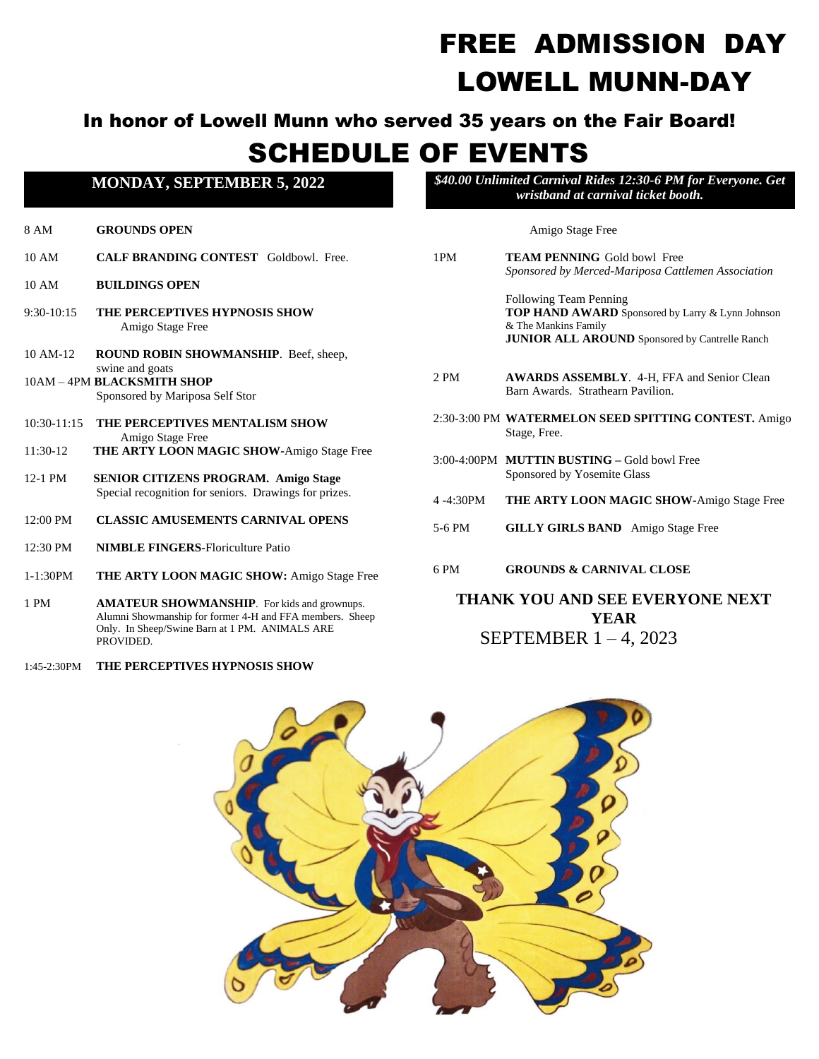# FREE ADMISSION DAY
# LOWELL MUNN-DAY

## In honor of Lowell Munn who served 35 years on the Fair Board!

# SCHEDULE OF EVENTS

## MONDAY, SEPTEMBER 5, 2022

| | |
|---|---|
| 8 AM | **GROUNDS OPEN** |
| 10 AM | **CALF BRANDING CONTEST** Goldbowl. Free. |
| 10 AM | **BUILDINGS OPEN** |
| 9:30-10:15 | **THE PERCEPTIVES HYPNOSIS SHOW** Amigo Stage Free |
| 10 AM-12 | **ROUND ROBIN SHOWMANSHIP**. Beef, sheep, swine and goats |
| 10AM – 4PM | **BLACKSMITH SHOP** Sponsored by Mariposa Self Stor |
| 10:30-11:15 | **THE PERCEPTIVES MENTALISM SHOW** Amigo Stage Free |
| 11:30-12 | **THE ARTY LOON MAGIC SHOW**-Amigo Stage Free |
| 12-1 PM | **SENIOR CITIZENS PROGRAM. Amigo Stage** Special recognition for seniors. Drawings for prizes. |
| 12:00 PM | **CLASSIC AMUSEMENTS CARNIVAL OPENS** |
| 12:30 PM | **NIMBLE FINGERS**-Floriculture Patio |
| 1-1:30PM | **THE ARTY LOON MAGIC SHOW:** Amigo Stage Free |
| 1 PM | **AMATEUR SHOWMANSHIP**. For kids and grownups. Alumni Showmanship for former 4-H and FFA members. Sheep Only. In Sheep/Swine Barn at 1 PM. ANIMALS ARE PROVIDED. |
| 1:45-2:30PM | **THE PERCEPTIVES HYPNOSIS SHOW** Amigo Stage Free |

***$40.00 Unlimited Carnival Rides 12:30-6 PM for Everyone. Get wristband at carnival ticket booth.***

| | |
|---|---|
| 1PM | **TEAM PENNING** Gold bowl Free *Sponsored by Merced-Mariposa Cattlemen Association* |
| | Following Team Penning **TOP HAND AWARD** Sponsored by Larry & Lynn Johnson & The Mankins Family **JUNIOR ALL AROUND** Sponsored by Cantrelle Ranch |
| 2 PM | **AWARDS ASSEMBLY**. 4-H, FFA and Senior Clean Barn Awards. Strathearn Pavilion. |
| 2:30-3:00 PM | **WATERMELON SEED SPITTING CONTEST.** Amigo Stage, Free. |
| 3:00-4:00PM | **MUTTIN BUSTING** – Gold bowl Free Sponsored by Yosemite Glass |
| 4 -4:30PM | **THE ARTY LOON MAGIC SHOW**-Amigo Stage Free |
| 5-6 PM | **GILLY GIRLS BAND** Amigo Stage Free |
| 6 PM | **GROUNDS & CARNIVAL CLOSE** |

**THANK YOU AND SEE EVERYONE NEXT YEAR**

SEPTEMBER 1 – 4, 2023